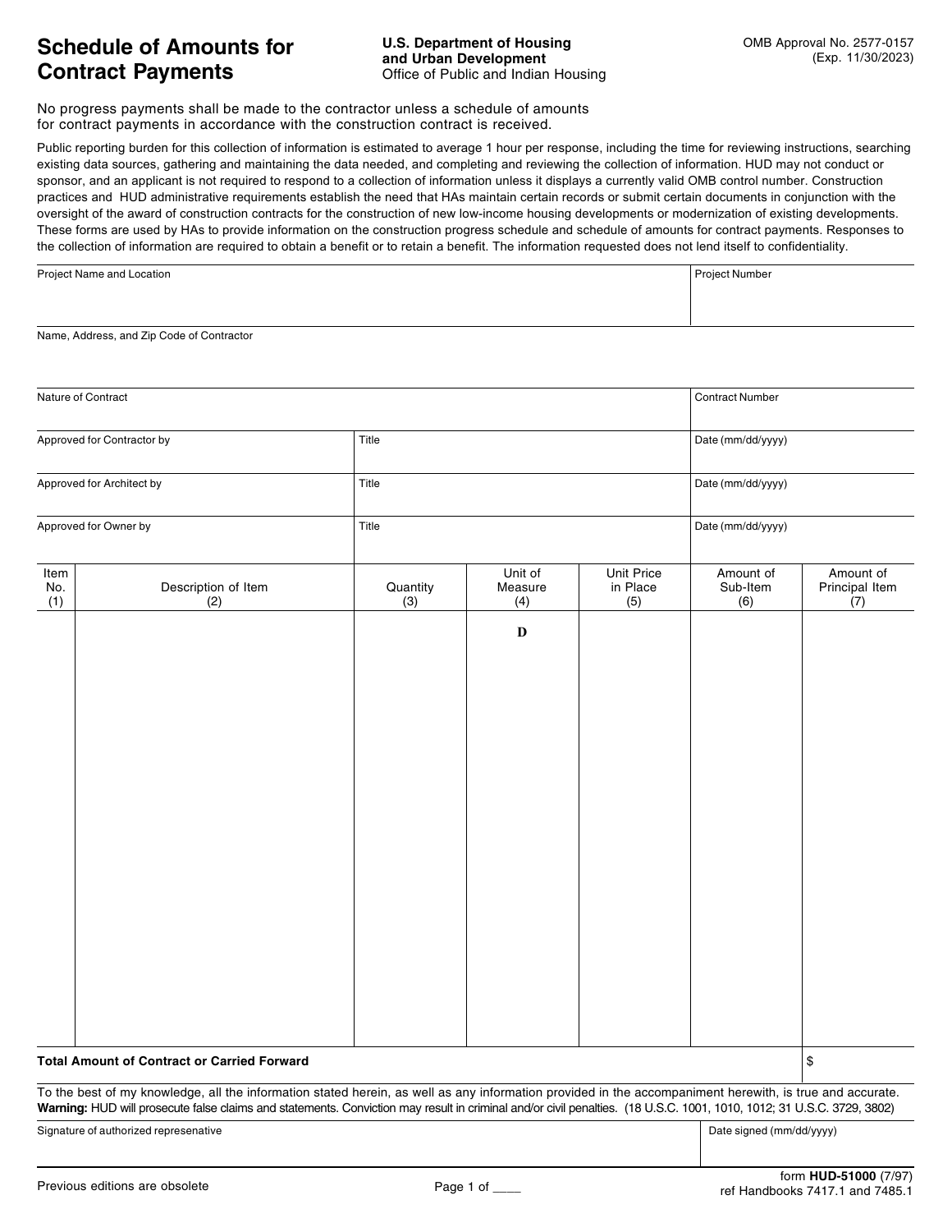# Schedule of Amounts for Contract Payments

**U.S. Department of Housing and Urban Development**
Office of Public and Indian Housing

OMB Approval No. 2577-0157
(Exp. 11/30/2023)

No progress payments shall be made to the contractor unless a schedule of amounts for contract payments in accordance with the construction contract is received.

Public reporting burden for this collection of information is estimated to average 1 hour per response, including the time for reviewing instructions, searching existing data sources, gathering and maintaining the data needed, and completing and reviewing the collection of information. HUD may not conduct or sponsor, and an applicant is not required to respond to a collection of information unless it displays a currently valid OMB control number. Construction practices and HUD administrative requirements establish the need that HAs maintain certain records or submit certain documents in conjunction with the oversight of the award of construction contracts for the construction of new low-income housing developments or modernization of existing developments. These forms are used by HAs to provide information on the construction progress schedule and schedule of amounts for contract payments. Responses to the collection of information are required to obtain a benefit or to retain a benefit. The information requested does not lend itself to confidentiality.

| Project Name and Location | | Project Number |
|---|---|---|
| Name, Address, and Zip Code of Contractor | | |
| Nature of Contract | | Contract Number |
| Approved for Contractor by | Title | Date (mm/dd/yyyy) |
| Approved for Architect by | Title | Date (mm/dd/yyyy) |
| Approved for Owner by | Title | Date (mm/dd/yyyy) |

| Item No. (1) | Description of Item (2) | Quantity (3) | Unit of Measure (4) | Unit Price in Place (5) | Amount of Sub-Item (6) | Amount of Principal Item (7) |
|---|---|---|---|---|---|---|
| | | | D | | | |
| **Total Amount of Contract or Carried Forward** | | | | | | $ |

To the best of my knowledge, all the information stated herein, as well as any information provided in the accompaniment herewith, is true and accurate.
**Warning:** HUD will prosecute false claims and statements. Conviction may result in criminal and/or civil penalties. (18 U.S.C. 1001, 1010, 1012; 31 U.S.C. 3729, 3802)

| Signature of authorized represenative | Date signed (mm/dd/yyyy) |
|---|---|
| | |

Previous editions are obsolete

Page 1 of ____

form **HUD-51000** (7/97)
ref Handbooks 7417.1 and 7485.1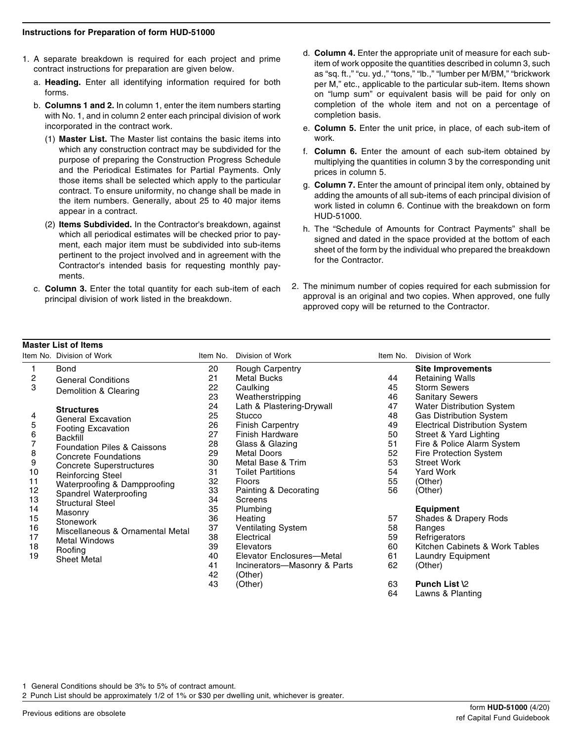#### Instructions for Preparation of form HUD-51000

1. A separate breakdown is required for each project and prime contract instructions for preparation are given below.
   a. **Heading.** Enter all identifying information required for both forms.
   b. **Columns 1 and 2.** In column 1, enter the item numbers starting with No. 1, and in column 2 enter each principal division of work incorporated in the contract work.
      (1) **Master List.** The Master list contains the basic items into which any construction contract may be subdivided for the purpose of preparing the Construction Progress Schedule and the Periodical Estimates for Partial Payments. Only those items shall be selected which apply to the particular contract. To ensure uniformity, no change shall be made in the item numbers. Generally, about 25 to 40 major items appear in a contract.
      (2) **Items Subdivided.** In the Contractor's breakdown, against which all periodical estimates will be checked prior to payment, each major item must be subdivided into sub-items pertinent to the project involved and in agreement with the Contractor's intended basis for requesting monthly payments.
   c. **Column 3.** Enter the total quantity for each sub-item of each principal division of work listed in the breakdown.
   d. **Column 4.** Enter the appropriate unit of measure for each sub-item of work opposite the quantities described in column 3, such as "sq. ft.," "cu. yd.," "tons," "lb.," "lumber per M/BM," "brickwork per M," etc., applicable to the particular sub-item. Items shown on "lump sum" or equivalent basis will be paid for only on completion of the whole item and not on a percentage of completion basis.
   e. **Column 5.** Enter the unit price, in place, of each sub-item of work.
   f. **Column 6.** Enter the amount of each sub-item obtained by multiplying the quantities in column 3 by the corresponding unit prices in column 5.
   g. **Column 7.** Enter the amount of principal item only, obtained by adding the amounts of all sub-items of each principal division of work listed in column 6. Continue with the breakdown on form HUD-51000.
   h. The "Schedule of Amounts for Contract Payments" shall be signed and dated in the space provided at the bottom of each sheet of the form by the individual who prepared the breakdown for the Contractor.
2. The minimum number of copies required for each submission for approval is an original and two copies. When approved, one fully approved copy will be returned to the Contractor.

#### Master List of Items

| Item No. | Division of Work | Item No. | Division of Work | Item No. | Division of Work |
|---|---|---|---|---|---|
| 1 | Bond | 20 | Rough Carpentry | | **Site Improvements** |
| 2 | General Conditions | 21 | Metal Bucks | 44 | Retaining Walls |
| 3 | Demolition & Clearing | 22 | Caulking | 45 | Storm Sewers |
| | | 23 | Weatherstripping | 46 | Sanitary Sewers |
| | **Structures** | 24 | Lath & Plastering-Drywall | 47 | Water Distribution System |
| 4 | General Excavation | 25 | Stucco | 48 | Gas Distribution System |
| 5 | Footing Excavation | 26 | Finish Carpentry | 49 | Electrical Distribution System |
| 6 | Backfill | 27 | Finish Hardware | 50 | Street & Yard Lighting |
| 7 | Foundation Piles & Caissons | 28 | Glass & Glazing | 51 | Fire & Police Alarm System |
| 8 | Concrete Foundations | 29 | Metal Doors | 52 | Fire Protection System |
| 9 | Concrete Superstructures | 30 | Metal Base & Trim | 53 | Street Work |
| 10 | Reinforcing Steel | 31 | Toilet Partitions | 54 | Yard Work |
| 11 | Waterproofing & Dampproofing | 32 | Floors | 55 | (Other) |
| 12 | Spandrel Waterproofing | 33 | Painting & Decorating | 56 | (Other) |
| 13 | Structural Steel | 34 | Screens | | |
| 14 | Masonry | 35 | Plumbing | | **Equipment** |
| 15 | Stonework | 36 | Heating | 57 | Shades & Drapery Rods |
| 16 | Miscellaneous & Ornamental Metal | 37 | Ventilating System | 58 | Ranges |
| 17 | Metal Windows | 38 | Electrical | 59 | Refrigerators |
| 18 | Roofing | 39 | Elevators | 60 | Kitchen Cabinets & Work Tables |
| 19 | Sheet Metal | 40 | Elevator Enclosures—Metal | 61 | Laundry Equipment |
| | | 41 | Incinerators—Masonry & Parts | 62 | (Other) |
| | | 42 | (Other) | | |
| | | 43 | (Other) | 63 | **Punch List** \2 |
| | | | | 64 | Lawns & Planting |

1 General Conditions should be 3% to 5% of contract amount.

2 Punch List should be approximately 1/2 of 1% or $30 per dwelling unit, whichever is greater.

Previous editions are obsolete

form **HUD-51000** (4/20)
ref Capital Fund Guidebook